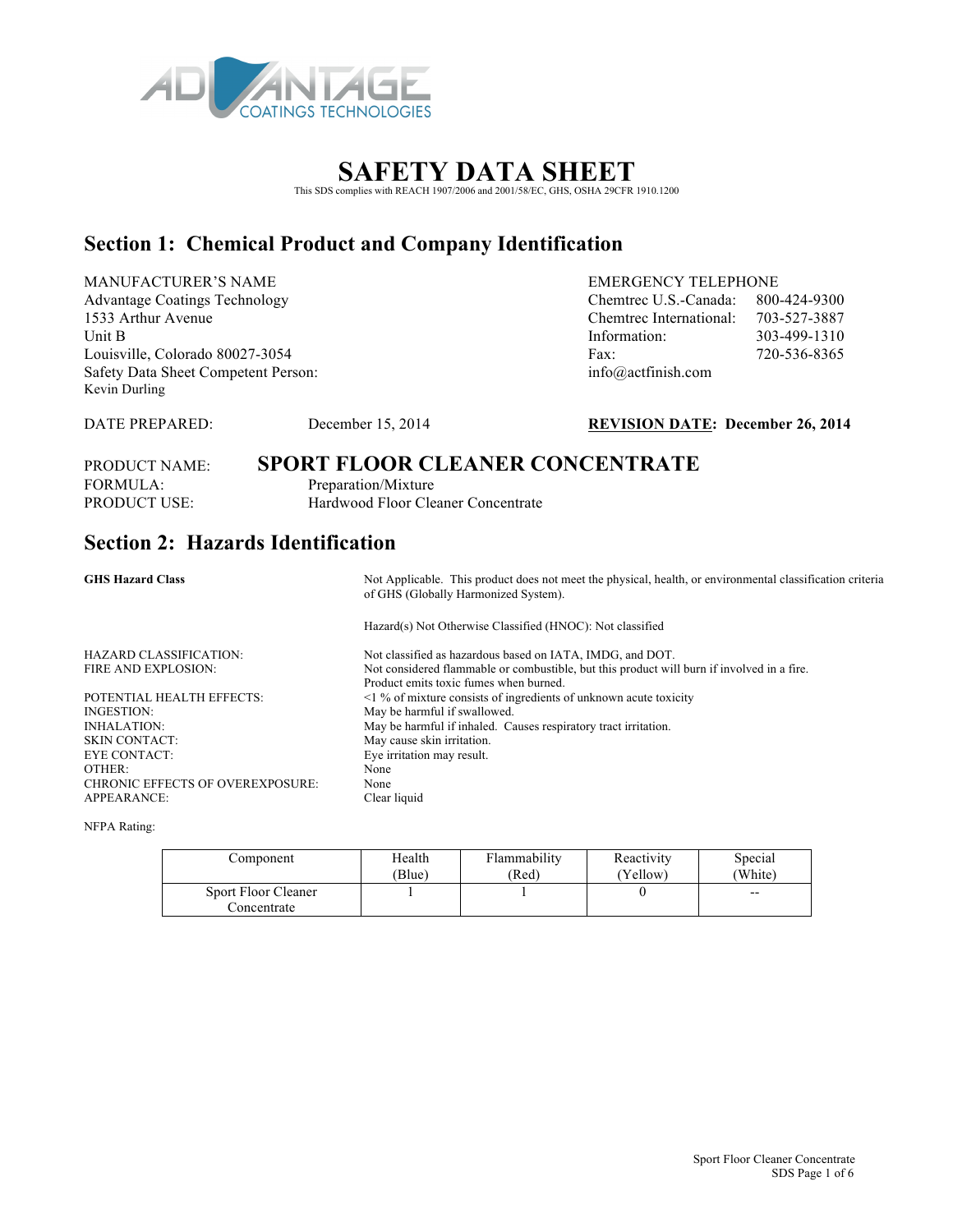# SAFETY DATA SHEET

This SDS complies with REACH 1907/2006 and 2001/58/EC, GHS, OSHA 29CFR 1910.1200

## Section 1: Chemical Product and Company Identification

MANUFACTURER'S NAME
Advantage Coatings Technology
1533 Arthur Avenue
Unit B
Louisville, Colorado 80027-3054
Safety Data Sheet Competent Person:
Kevin Durling

EMERGENCY TELEPHONE
Chemtrec U.S.-Canada: 800-424-9300
Chemtrec International: 703-527-3887
Information: 303-499-1310
Fax: 720-536-8365
info@actfinish.com

DATE PREPARED: December 15, 2014

**REVISION DATE: December 26, 2014**

PRODUCT NAME: **SPORT FLOOR CLEANER CONCENTRATE**
FORMULA: Preparation/Mixture
PRODUCT USE: Hardwood Floor Cleaner Concentrate

## Section 2: Hazards Identification

**GHS Hazard Class** — Not Applicable. This product does not meet the physical, health, or environmental classification criteria of GHS (Globally Harmonized System).

Hazard(s) Not Otherwise Classified (HNOC): Not classified

HAZARD CLASSIFICATION: Not classified as hazardous based on IATA, IMDG, and DOT.
FIRE AND EXPLOSION: Not considered flammable or combustible, but this product will burn if involved in a fire. Product emits toxic fumes when burned.
POTENTIAL HEALTH EFFECTS: <1 % of mixture consists of ingredients of unknown acute toxicity
INGESTION: May be harmful if swallowed.
INHALATION: May be harmful if inhaled. Causes respiratory tract irritation.
SKIN CONTACT: May cause skin irritation.
EYE CONTACT: Eye irritation may result.
OTHER: None
CHRONIC EFFECTS OF OVEREXPOSURE: None
APPEARANCE: Clear liquid

NFPA Rating:

| Component | Health (Blue) | Flammability (Red) | Reactivity (Yellow) | Special (White) |
|---|---|---|---|---|
| Sport Floor Cleaner Concentrate | 1 | 1 | 0 | -- |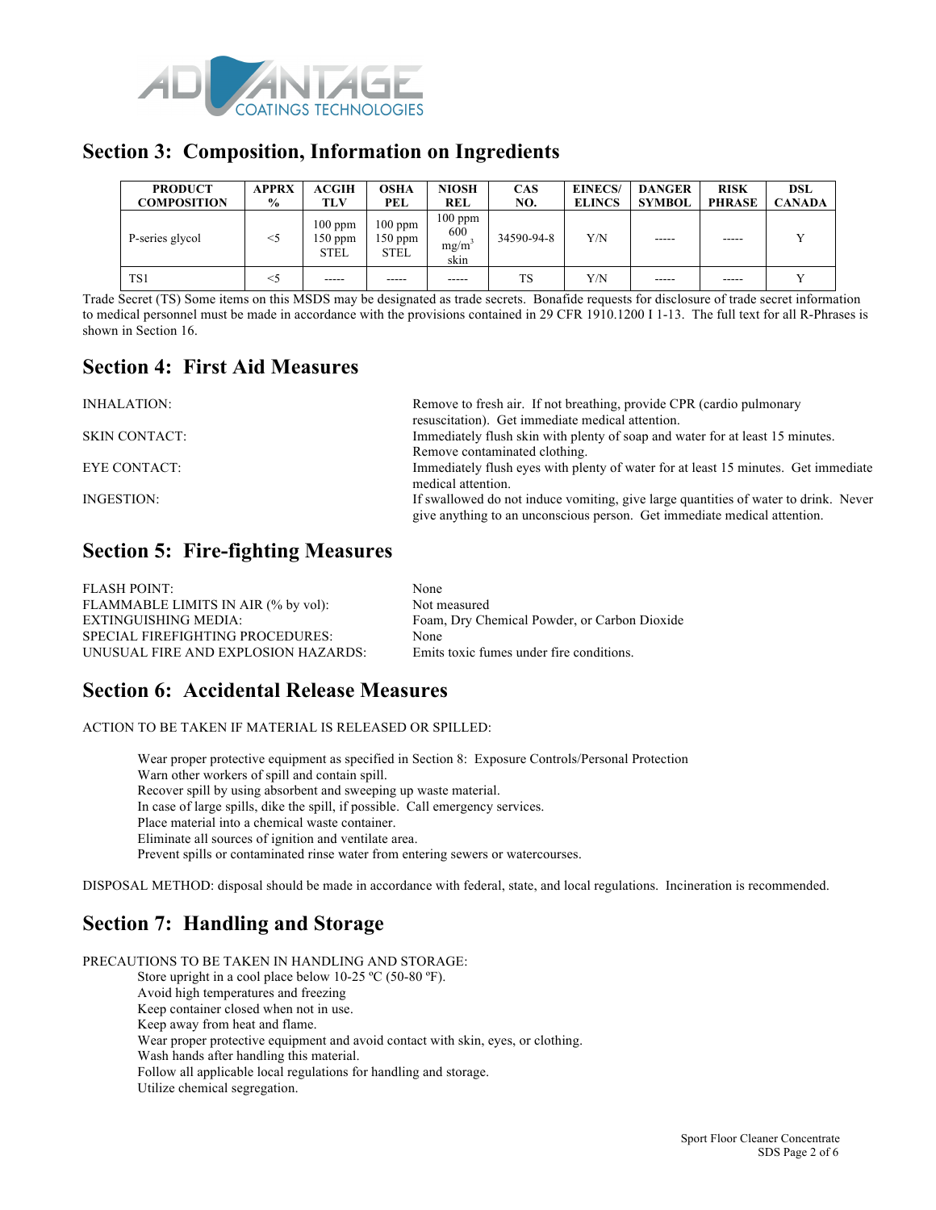## Section 3: Composition, Information on Ingredients

| PRODUCT COMPOSITION | APPRX % | ACGIH TLV | OSHA PEL | NIOSH REL | CAS NO. | EINECS/ ELINCS | DANGER SYMBOL | RISK PHRASE | DSL CANADA |
|---|---|---|---|---|---|---|---|---|---|
| P-series glycol | <5 | 100 ppm 150 ppm STEL | 100 ppm 150 ppm STEL | 100 ppm 600 $mg/m^3$ skin | 34590-94-8 | Y/N | ----- | ----- | Y |
| TS1 | <5 | ----- | ----- | ----- | TS | Y/N | ----- | ----- | Y |

Trade Secret (TS) Some items on this MSDS may be designated as trade secrets. Bonafide requests for disclosure of trade secret information to medical personnel must be made in accordance with the provisions contained in 29 CFR 1910.1200 I 1-13. The full text for all R-Phrases is shown in Section 16.

## Section 4: First Aid Measures

INHALATION: Remove to fresh air. If not breathing, provide CPR (cardio pulmonary resuscitation). Get immediate medical attention.

SKIN CONTACT: Immediately flush skin with plenty of soap and water for at least 15 minutes. Remove contaminated clothing.

EYE CONTACT: Immediately flush eyes with plenty of water for at least 15 minutes. Get immediate medical attention.

INGESTION: If swallowed do not induce vomiting, give large quantities of water to drink. Never give anything to an unconscious person. Get immediate medical attention.

## Section 5: Fire-fighting Measures

FLASH POINT: None
FLAMMABLE LIMITS IN AIR (% by vol): Not measured
EXTINGUISHING MEDIA: Foam, Dry Chemical Powder, or Carbon Dioxide
SPECIAL FIREFIGHTING PROCEDURES: None
UNUSUAL FIRE AND EXPLOSION HAZARDS: Emits toxic fumes under fire conditions.

## Section 6: Accidental Release Measures

ACTION TO BE TAKEN IF MATERIAL IS RELEASED OR SPILLED:

Wear proper protective equipment as specified in Section 8: Exposure Controls/Personal Protection
Warn other workers of spill and contain spill.
Recover spill by using absorbent and sweeping up waste material.
In case of large spills, dike the spill, if possible. Call emergency services.
Place material into a chemical waste container.
Eliminate all sources of ignition and ventilate area.
Prevent spills or contaminated rinse water from entering sewers or watercourses.

DISPOSAL METHOD: disposal should be made in accordance with federal, state, and local regulations. Incineration is recommended.

## Section 7: Handling and Storage

PRECAUTIONS TO BE TAKEN IN HANDLING AND STORAGE:

Store upright in a cool place below 10-25 ºC (50-80 ºF).
Avoid high temperatures and freezing
Keep container closed when not in use.
Keep away from heat and flame.
Wear proper protective equipment and avoid contact with skin, eyes, or clothing.
Wash hands after handling this material.
Follow all applicable local regulations for handling and storage.
Utilize chemical segregation.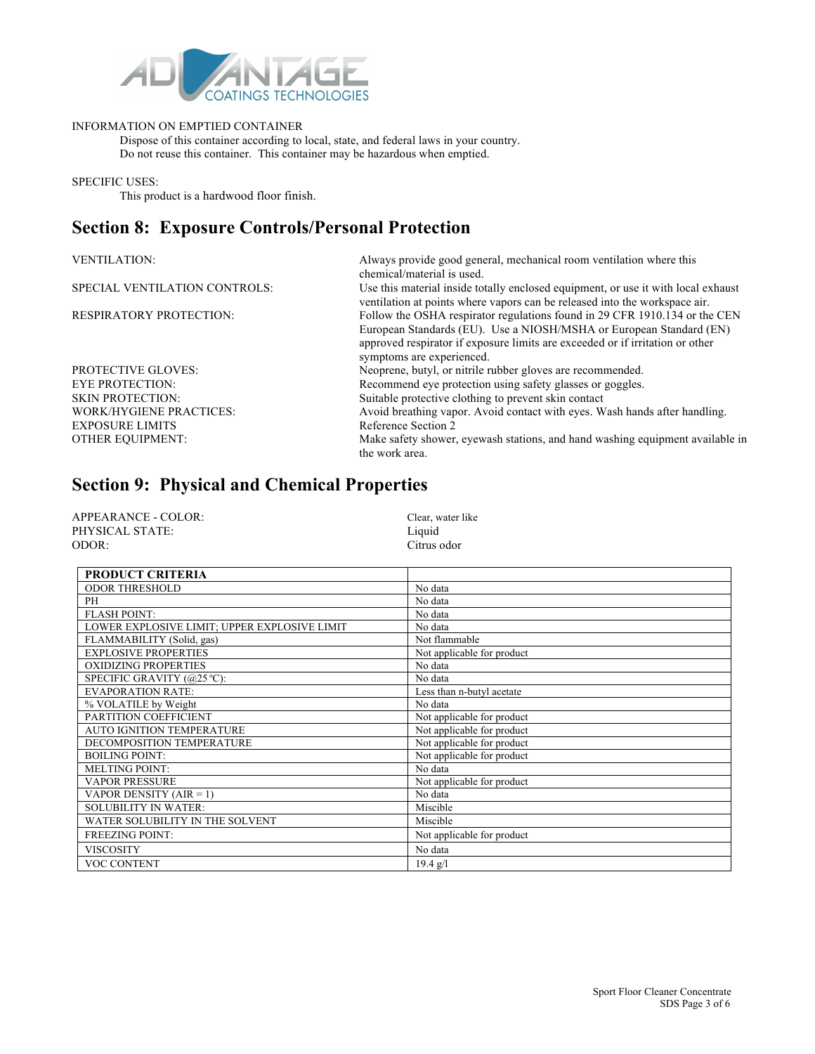INFORMATION ON EMPTIED CONTAINER

Dispose of this container according to local, state, and federal laws in your country. Do not reuse this container. This container may be hazardous when emptied.

SPECIFIC USES:

This product is a hardwood floor finish.

## Section 8: Exposure Controls/Personal Protection

| | |
|---|---|
| VENTILATION: | Always provide good general, mechanical room ventilation where this chemical/material is used. |
| SPECIAL VENTILATION CONTROLS: | Use this material inside totally enclosed equipment, or use it with local exhaust ventilation at points where vapors can be released into the workspace air. |
| RESPIRATORY PROTECTION: | Follow the OSHA respirator regulations found in 29 CFR 1910.134 or the CEN European Standards (EU). Use a NIOSH/MSHA or European Standard (EN) approved respirator if exposure limits are exceeded or if irritation or other symptoms are experienced. |
| PROTECTIVE GLOVES: | Neoprene, butyl, or nitrile rubber gloves are recommended. |
| EYE PROTECTION: | Recommend eye protection using safety glasses or goggles. |
| SKIN PROTECTION: | Suitable protective clothing to prevent skin contact |
| WORK/HYGIENE PRACTICES: | Avoid breathing vapor. Avoid contact with eyes. Wash hands after handling. |
| EXPOSURE LIMITS | Reference Section 2 |
| OTHER EQUIPMENT: | Make safety shower, eyewash stations, and hand washing equipment available in the work area. |

## Section 9: Physical and Chemical Properties

| | |
|---|---|
| APPEARANCE - COLOR: | Clear, water like |
| PHYSICAL STATE: | Liquid |
| ODOR: | Citrus odor |

| PRODUCT CRITERIA | |
|---|---|
| ODOR THRESHOLD | No data |
| PH | No data |
| FLASH POINT: | No data |
| LOWER EXPLOSIVE LIMIT; UPPER EXPLOSIVE LIMIT | No data |
| FLAMMABILITY (Solid, gas) | Not flammable |
| EXPLOSIVE PROPERTIES | Not applicable for product |
| OXIDIZING PROPERTIES | No data |
| SPECIFIC GRAVITY (@25°C): | No data |
| EVAPORATION RATE: | Less than n-butyl acetate |
| % VOLATILE by Weight | No data |
| PARTITION COEFFICIENT | Not applicable for product |
| AUTO IGNITION TEMPERATURE | Not applicable for product |
| DECOMPOSITION TEMPERATURE | Not applicable for product |
| BOILING POINT: | Not applicable for product |
| MELTING POINT: | No data |
| VAPOR PRESSURE | Not applicable for product |
| VAPOR DENSITY (AIR = 1) | No data |
| SOLUBILITY IN WATER: | Miscible |
| WATER SOLUBILITY IN THE SOLVENT | Miscible |
| FREEZING POINT: | Not applicable for product |
| VISCOSITY | No data |
| VOC CONTENT | 19.4 g/l |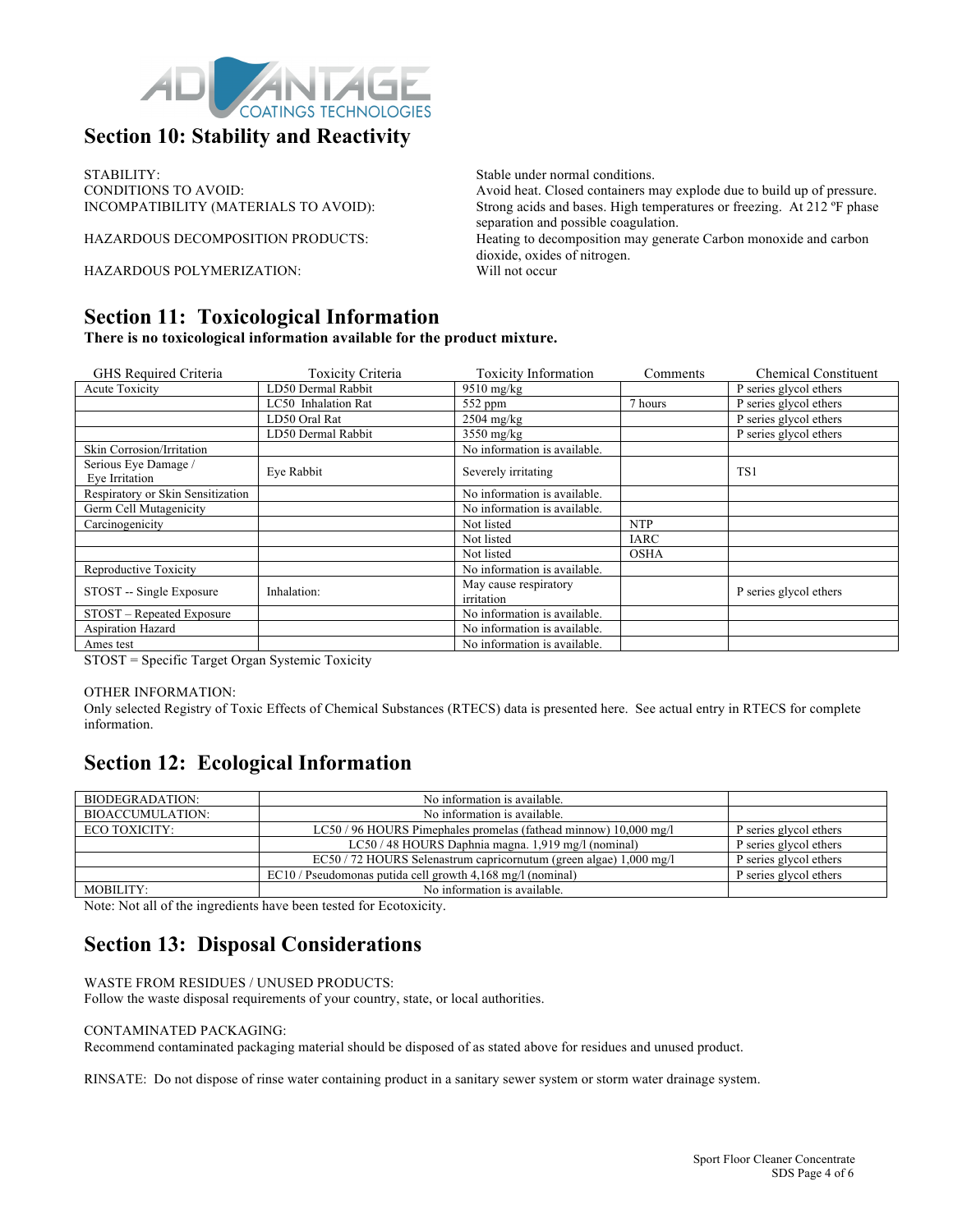## Section 10: Stability and Reactivity

STABILITY: Stable under normal conditions.

CONDITIONS TO AVOID: Avoid heat. Closed containers may explode due to build up of pressure.

INCOMPATIBILITY (MATERIALS TO AVOID): Strong acids and bases. High temperatures or freezing. At 212 ºF phase separation and possible coagulation.

HAZARDOUS DECOMPOSITION PRODUCTS: Heating to decomposition may generate Carbon monoxide and carbon dioxide, oxides of nitrogen.

HAZARDOUS POLYMERIZATION: Will not occur

## Section 11: Toxicological Information

**There is no toxicological information available for the product mixture.**

| GHS Required Criteria | Toxicity Criteria | Toxicity Information | Comments | Chemical Constituent |
|---|---|---|---|---|
| Acute Toxicity | LD50 Dermal Rabbit | 9510 mg/kg | | P series glycol ethers |
| | LC50 Inhalation Rat | 552 ppm | 7 hours | P series glycol ethers |
| | LD50 Oral Rat | 2504 mg/kg | | P series glycol ethers |
| | LD50 Dermal Rabbit | 3550 mg/kg | | P series glycol ethers |
| Skin Corrosion/Irritation | | No information is available. | | |
| Serious Eye Damage / Eye Irritation | Eye Rabbit | Severely irritating | | TS1 |
| Respiratory or Skin Sensitization | | No information is available. | | |
| Germ Cell Mutagenicity | | No information is available. | | |
| Carcinogenicity | | Not listed | NTP | |
| | | Not listed | IARC | |
| | | Not listed | OSHA | |
| Reproductive Toxicity | | No information is available. | | |
| STOST -- Single Exposure | Inhalation: | May cause respiratory irritation | | P series glycol ethers |
| STOST – Repeated Exposure | | No information is available. | | |
| Aspiration Hazard | | No information is available. | | |
| Ames test | | No information is available. | | |

STOST = Specific Target Organ Systemic Toxicity

OTHER INFORMATION:
Only selected Registry of Toxic Effects of Chemical Substances (RTECS) data is presented here. See actual entry in RTECS for complete information.

## Section 12: Ecological Information

| | | |
|---|---|---|
| BIODEGRADATION: | No information is available. | |
| BIOACCUMULATION: | No information is available. | |
| ECO TOXICITY: | LC50 / 96 HOURS Pimephales promelas (fathead minnow) 10,000 mg/l | P series glycol ethers |
| | LC50 / 48 HOURS Daphnia magna. 1,919 mg/l (nominal) | P series glycol ethers |
| | EC50 / 72 HOURS Selenastrum capricornutum (green algae) 1,000 mg/l | P series glycol ethers |
| | EC10 / Pseudomonas putida cell growth 4,168 mg/l (nominal) | P series glycol ethers |
| MOBILITY: | No information is available. | |

Note: Not all of the ingredients have been tested for Ecotoxicity.

## Section 13: Disposal Considerations

WASTE FROM RESIDUES / UNUSED PRODUCTS:
Follow the waste disposal requirements of your country, state, or local authorities.

CONTAMINATED PACKAGING:
Recommend contaminated packaging material should be disposed of as stated above for residues and unused product.

RINSATE: Do not dispose of rinse water containing product in a sanitary sewer system or storm water drainage system.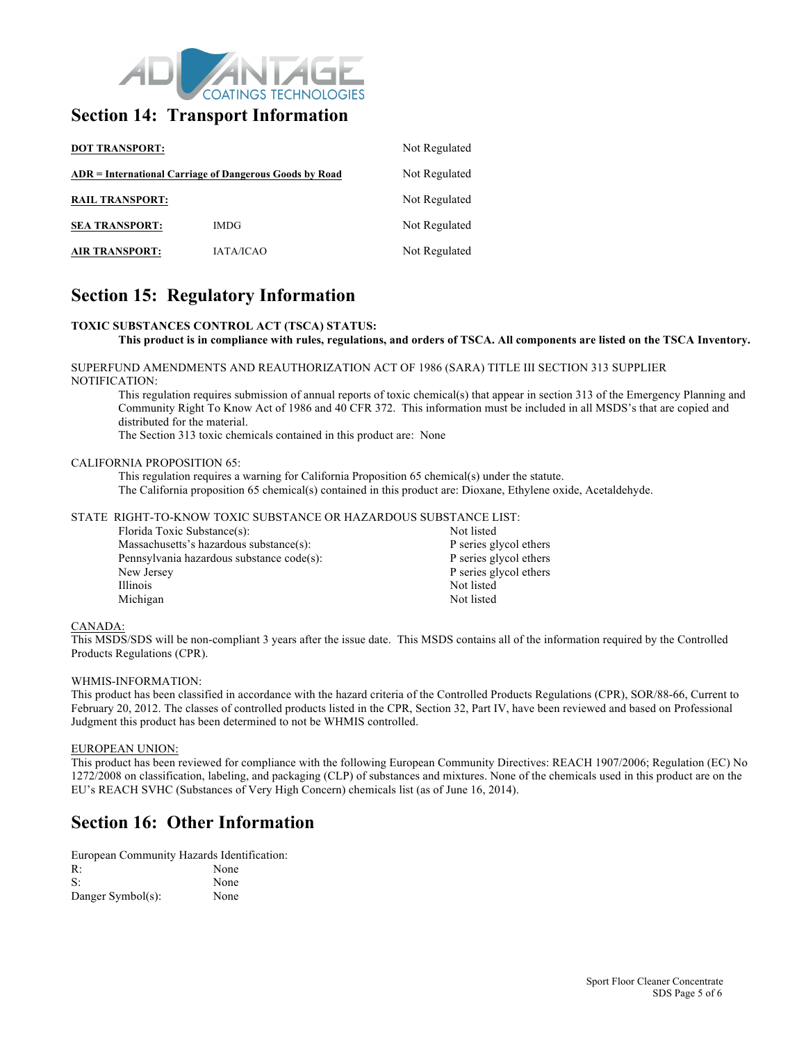## Section 14: Transport Information

| | | |
|---|---|---|
| **DOT TRANSPORT:** | | Not Regulated |
| **ADR = International Carriage of Dangerous Goods by Road** | | Not Regulated |
| **RAIL TRANSPORT:** | | Not Regulated |
| **SEA TRANSPORT:** | IMDG | Not Regulated |
| **AIR TRANSPORT:** | IATA/ICAO | Not Regulated |

## Section 15: Regulatory Information

**TOXIC SUBSTANCES CONTROL ACT (TSCA) STATUS:**
**This product is in compliance with rules, regulations, and orders of TSCA. All components are listed on the TSCA Inventory.**

SUPERFUND AMENDMENTS AND REAUTHORIZATION ACT OF 1986 (SARA) TITLE III SECTION 313 SUPPLIER NOTIFICATION:

This regulation requires submission of annual reports of toxic chemical(s) that appear in section 313 of the Emergency Planning and Community Right To Know Act of 1986 and 40 CFR 372. This information must be included in all MSDS's that are copied and distributed for the material.
The Section 313 toxic chemicals contained in this product are: None

CALIFORNIA PROPOSITION 65:

This regulation requires a warning for California Proposition 65 chemical(s) under the statute.
The California proposition 65 chemical(s) contained in this product are: Dioxane, Ethylene oxide, Acetaldehyde.

STATE RIGHT-TO-KNOW TOXIC SUBSTANCE OR HAZARDOUS SUBSTANCE LIST:

| | |
|---|---|
| Florida Toxic Substance(s): | Not listed |
| Massachusetts's hazardous substance(s): | P series glycol ethers |
| Pennsylvania hazardous substance code(s): | P series glycol ethers |
| New Jersey | P series glycol ethers |
| Illinois | Not listed |
| Michigan | Not listed |

CANADA:
This MSDS/SDS will be non-compliant 3 years after the issue date. This MSDS contains all of the information required by the Controlled Products Regulations (CPR).

WHMIS-INFORMATION:
This product has been classified in accordance with the hazard criteria of the Controlled Products Regulations (CPR), SOR/88-66, Current to February 20, 2012. The classes of controlled products listed in the CPR, Section 32, Part IV, have been reviewed and based on Professional Judgment this product has been determined to not be WHMIS controlled.

EUROPEAN UNION:
This product has been reviewed for compliance with the following European Community Directives: REACH 1907/2006; Regulation (EC) No 1272/2008 on classification, labeling, and packaging (CLP) of substances and mixtures. None of the chemicals used in this product are on the EU's REACH SVHC (Substances of Very High Concern) chemicals list (as of June 16, 2014).

## Section 16: Other Information

European Community Hazards Identification:

| | |
|---|---|
| R: | None |
| S: | None |
| Danger Symbol(s): | None |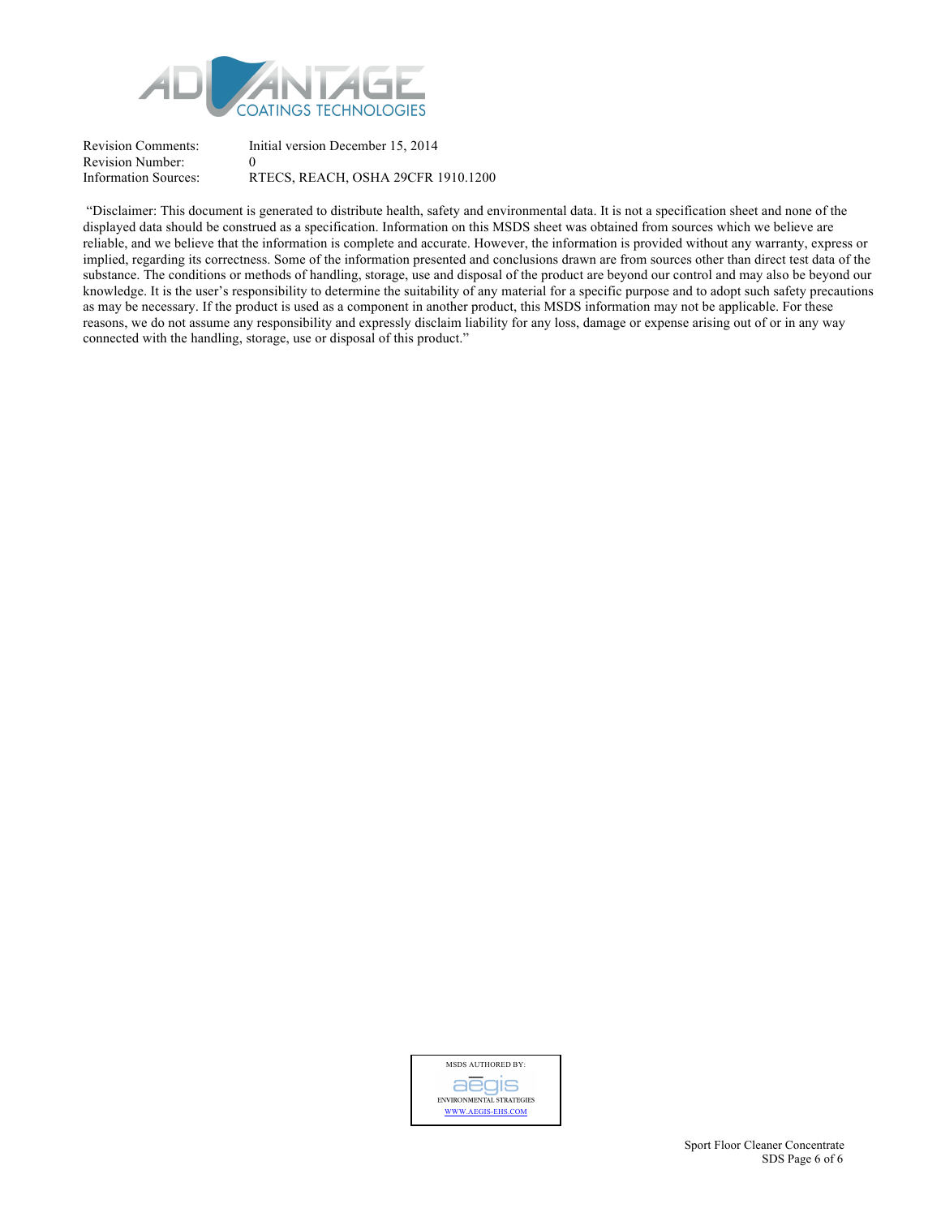| | |
|---|---|
| Revision Comments: | Initial version December 15, 2014 |
| Revision Number: | 0 |
| Information Sources: | RTECS, REACH, OSHA 29CFR 1910.1200 |

"Disclaimer: This document is generated to distribute health, safety and environmental data. It is not a specification sheet and none of the displayed data should be construed as a specification. Information on this MSDS sheet was obtained from sources which we believe are reliable, and we believe that the information is complete and accurate. However, the information is provided without any warranty, express or implied, regarding its correctness. Some of the information presented and conclusions drawn are from sources other than direct test data of the substance. The conditions or methods of handling, storage, use and disposal of the product are beyond our control and may also be beyond our knowledge. It is the user's responsibility to determine the suitability of any material for a specific purpose and to adopt such safety precautions as may be necessary. If the product is used as a component in another product, this MSDS information may not be applicable. For these reasons, we do not assume any responsibility and expressly disclaim liability for any loss, damage or expense arising out of or in any way connected with the handling, storage, use or disposal of this product."

MSDS AUTHORED BY:

aegis

ENVIRONMENTAL STRATEGIES

WWW.AEGIS-EHS.COM